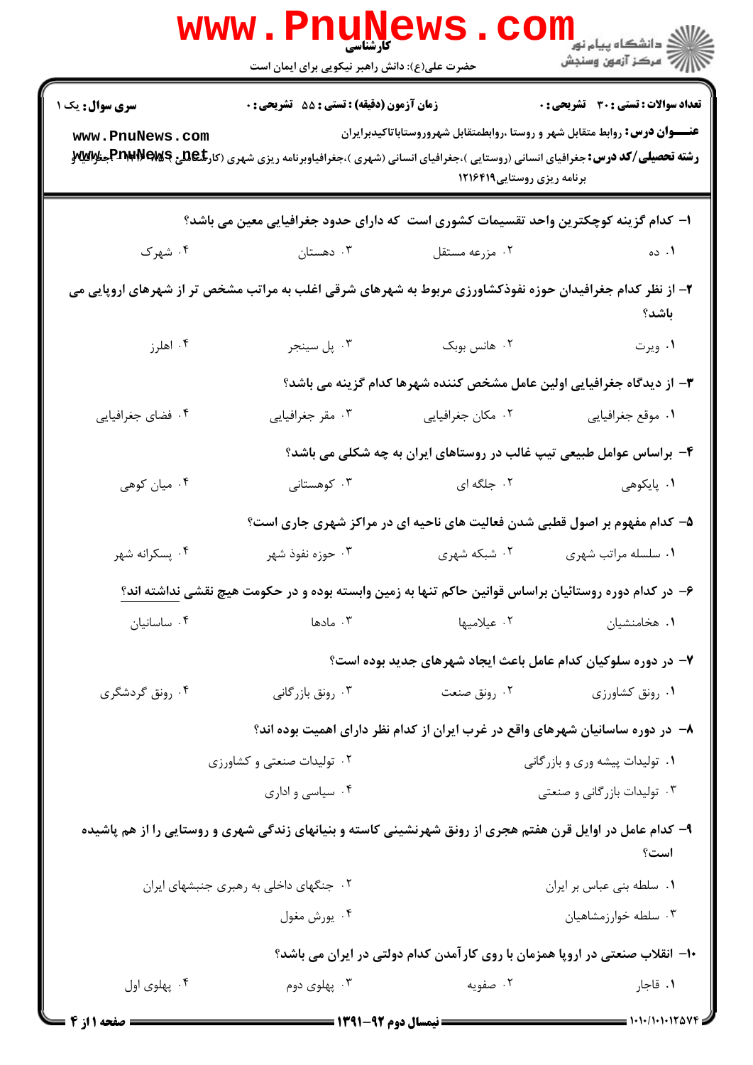کارشناسی

حضرت علی(ع): دانش راهبر نیکویی برای ایمان است

**سری سوال:** یک ۱

**زمان آزمون (دقیقه) : تستی : ۵۵ تشریحی : ۰**

**تعداد سوالات : تستی : ۳۰ تشریحی : ۰**

**عنـــوان درس:** روابط متقابل شهر و روستا ،روابطمتقابل شهروروستاباتاکیدبرایران

**رشته تحصیلی/کد درس:** جغرافیای انسانی (روستایی )،جغرافیای انسانی (شهری )،جغرافیاوبرنامه ریزی شهری (کارشناسی )۱۲۱۶۴۱۳ - ،جغرافیا و برنامه ریزی روستایی۱۲۱۶۴۱۹

۱- کدام گزینه کوچکترین واحد تقسیمات کشوری است که دارای حدود جغرافیایی معین می باشد؟

۱. ده
۲. مزرعه مستقل
۳. دهستان
۴. شهرک

۲- از نظر کدام جغرافیدان حوزه نفوذکشاورزی مربوط به شهرهای شرقی اغلب به مراتب مشخص تر از شهرهای اروپایی می باشد؟

۱. ویرت
۲. هانس بوبک
۳. پل سینجر
۴. اهلرز

۳- از دیدگاه جغرافیایی اولین عامل مشخص کننده شهرها کدام گزینه می باشد؟

۱. موقع جغرافیایی
۲. مکان جغرافیایی
۳. مقر جغرافیایی
۴. فضای جغرافیایی

۴- براساس عوامل طبیعی تیپ غالب در روستاهای ایران به چه شکلی می باشد؟

۱. پایکوهی
۲. جلگه ای
۳. کوهستانی
۴. میان کوهی

۵- کدام مفهوم بر اصول قطبی شدن فعالیت های ناحیه ای در مراکز شهری جاری است؟

۱. سلسله مراتب شهری
۲. شبکه شهری
۳. حوزه نفوذ شهر
۴. پسکرانه شهر

۶- در کدام دوره روستائیان براساس قوانین حاکم تنها به زمین وابسته بوده و در حکومت هیچ نقشی نداشته اند؟

۱. هخامنشیان
۲. عیلامیها
۳. مادها
۴. ساسانیان

۷- در دوره سلوکیان کدام عامل باعث ایجاد شهرهای جدید بوده است؟

۱. رونق کشاورزی
۲. رونق صنعت
۳. رونق بازرگانی
۴. رونق گردشگری

۸- در دوره ساسانیان شهرهای واقع در غرب ایران از کدام نظر دارای اهمیت بوده اند؟

۱. تولیدات پیشه وری و بازرگانی
۲. تولیدات صنعتی و کشاورزی
۳. تولیدات بازرگانی و صنعتی
۴. سیاسی و اداری

۹- کدام عامل در اوایل قرن هفتم هجری از رونق شهرنشینی کاسته و بنیانهای زندگی شهری و روستایی را از هم پاشیده است؟

۱. سلطه بنی عباس بر ایران
۲. جنگهای داخلی به رهبری جنبشهای ایران
۳. سلطه خوارزمشاهیان
۴. یورش مغول

۱۰- انقلاب صنعتی در اروپا همزمان با روی کارآمدن کدام دولتی در ایران می باشد؟

۱. قاجار
۲. صفویه
۳. پهلوی دوم
۴. پهلوی اول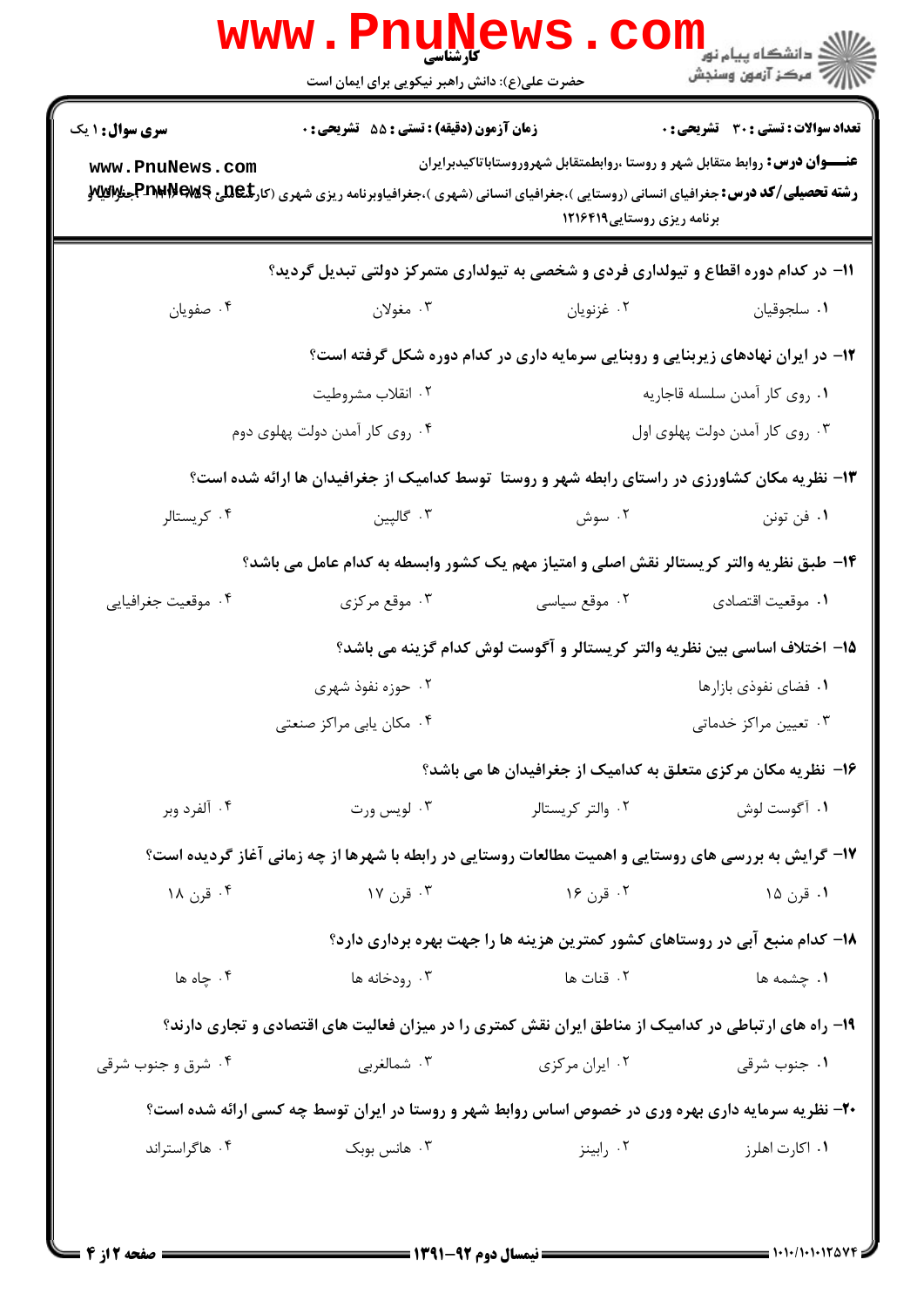۱۱- در کدام دوره اقطاع و تیولداری فردی و شخصی به تیولداری متمرکز دولتی تبدیل گردید؟

۱. سلجوقیان
۲. غزنویان
۳. مغولان
۴. صفویان

۱۲- در ایران نهادهای زیربنایی و روبنایی سرمایه داری در کدام دوره شکل گرفته است؟

۱. روی کار آمدن سلسله قاجاریه
۲. انقلاب مشروطیت
۳. روی کار آمدن دولت پهلوی اول
۴. روی کار آمدن دولت پهلوی دوم

۱۳- نظریه مکان کشاورزی در راستای رابطه شهر و روستا توسط کدامیک از جغرافیدان ها ارائه شده است؟

۱. فن تونن
۲. سوش
۳. گالپین
۴. کریستالر

۱۴- طبق نظریه والتر کریستالر نقش اصلی و امتیاز مهم یک کشور وابسطه به کدام عامل می باشد؟

۱. موقعیت اقتصادی
۲. موقع سیاسی
۳. موقع مرکزی
۴. موقعیت جغرافیایی

۱۵- اختلاف اساسی بین نظریه والتر کریستالر و آگوست لوش کدام گزینه می باشد؟

۱. فضای نفوذی بازارها
۲. حوزه نفوذ شهری
۳. تعیین مراکز خدماتی
۴. مکان یابی مراکز صنعتی

۱۶- نظریه مکان مرکزی متعلق به کدامیک از جغرافیدان ها می باشد؟

۱. آگوست لوش
۲. والتر کریستالر
۳. لویس ورت
۴. آلفرد وبر

۱۷- گرایش به بررسی های روستایی و اهمیت مطالعات روستایی در رابطه با شهرها از چه زمانی آغاز گردیده است؟

۱. قرن ۱۵
۲. قرن ۱۶
۳. قرن ۱۷
۴. قرن ۱۸

۱۸- کدام منبع آبی در روستاهای کشور کمترین هزینه ها را جهت بهره برداری دارد؟

۱. چشمه ها
۲. قنات ها
۳. رودخانه ها
۴. چاه ها

۱۹- راه های ارتباطی در کدامیک از مناطق ایران نقش کمتری را در میزان فعالیت های اقتصادی و تجاری دارند؟

۱. جنوب شرقی
۲. ایران مرکزی
۳. شمالغربی
۴. شرق و جنوب شرقی

۲۰- نظریه سرمایه داری بهره وری در خصوص اساس روابط شهر و روستا در ایران توسط چه کسی ارائه شده است؟

۱. اکارت اهلرز
۲. رابینز
۳. هانس بوبک
۴. هاگراستراند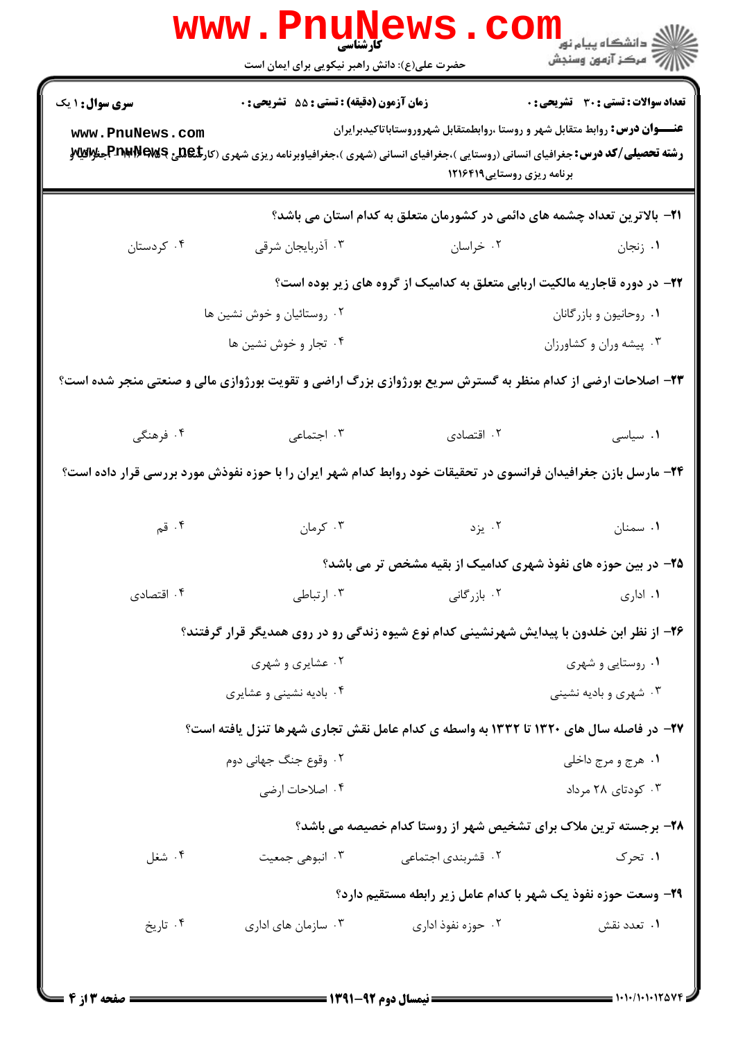**۲۱- بالاترین تعداد چشمه های دائمی در کشورمان متعلق به کدام استان می باشد؟**

۱. زنجان
۲. خراسان
۳. آذربایجان شرقی
۴. کردستان

**۲۲- در دوره قاجاریه مالکیت اربابی متعلق به کدامیک از گروه های زیر بوده است؟**

۱. روحانیون و بازرگانان
۲. روستائیان و خوش نشین ها
۳. پیشه وران و کشاورزان
۴. تجار و خوش نشین ها

**۲۳- اصلاحات ارضی از کدام منظر به گسترش سریع بورژوازی بزرگ اراضی و تقویت بورژوازی مالی و صنعتی منجر شده است؟**

۱. سیاسی
۲. اقتصادی
۳. اجتماعی
۴. فرهنگی

**۲۴- مارسل بازن جغرافیدان فرانسوی در تحقیقات خود روابط کدام شهر ایران را با حوزه نفوذش مورد بررسی قرار داده است؟**

۱. سمنان
۲. یزد
۳. کرمان
۴. قم

**۲۵- در بین حوزه های نفوذ شهری کدامیک از بقیه مشخص تر می باشد؟**

۱. اداری
۲. بازرگانی
۳. ارتباطی
۴. اقتصادی

**۲۶- از نظر ابن خلدون با پیدایش شهرنشینی کدام نوع شیوه زندگی رو در روی همدیگر قرار گرفتند؟**

۱. روستایی و شهری
۲. عشایری و شهری
۳. شهری و بادیه نشینی
۴. بادیه نشینی و عشایری

**۲۷- در فاصله سال های ۱۳۲۰ تا ۱۳۳۲ به واسطه ی کدام عامل نقش تجاری شهرها تنزل یافته است؟**

۱. هرج و مرج داخلی
۲. وقوع جنگ جهانی دوم
۳. کودتای ۲۸ مرداد
۴. اصلاحات ارضی

**۲۸- برجسته ترین ملاک برای تشخیص شهر از روستا کدام خصیصه می باشد؟**

۱. تحرک
۲. قشربندی اجتماعی
۳. انبوهی جمعیت
۴. شغل

**۲۹- وسعت حوزه نفوذ یک شهر با کدام عامل زیر رابطه مستقیم دارد؟**

۱. تعدد نقش
۲. حوزه نفوذ اداری
۳. سازمان های اداری
۴. تاریخ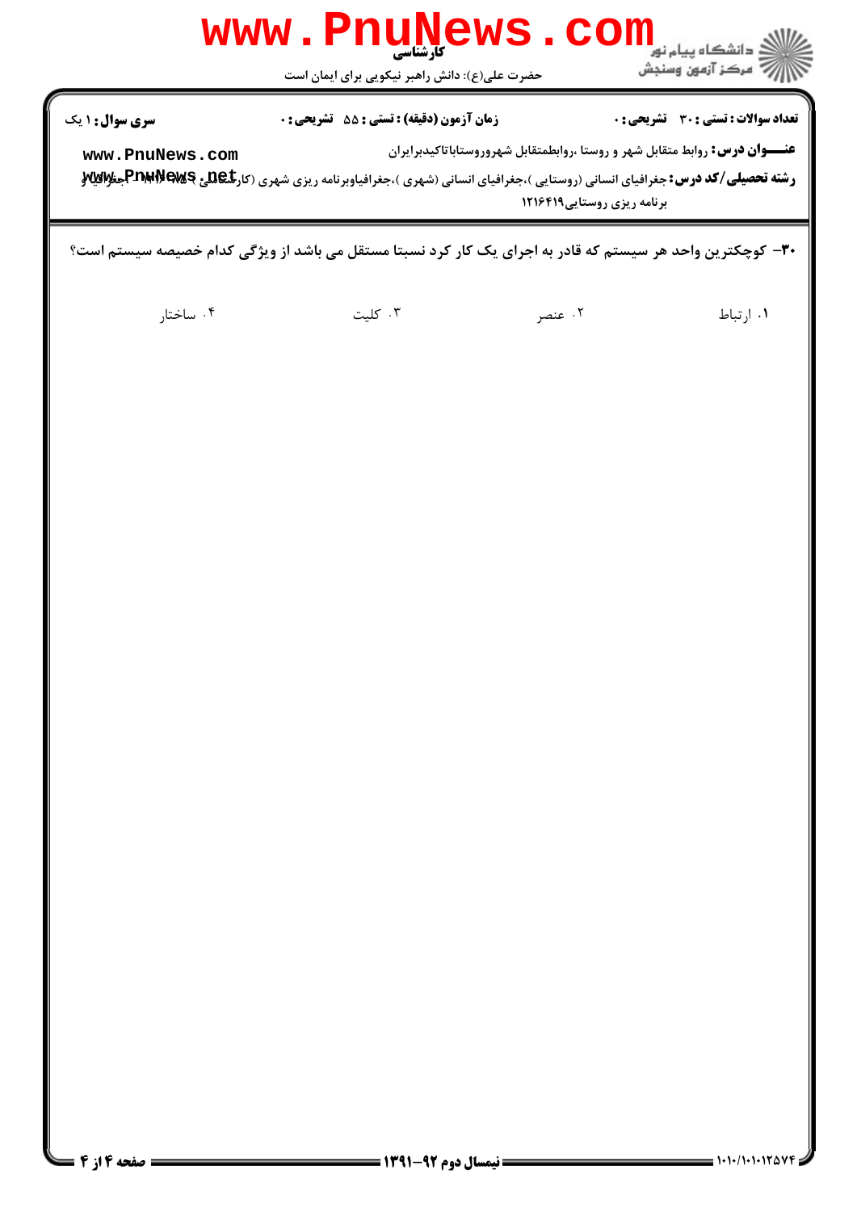۳۰- کوچکترین واحد هر سیستم که قادر به اجرای یک کار کرد نسبتا مستقل می باشد از ویژگی کدام خصیصه سیستم است؟

۱. ارتباط

۲. عنصر

۳. کلیت

۴. ساختار